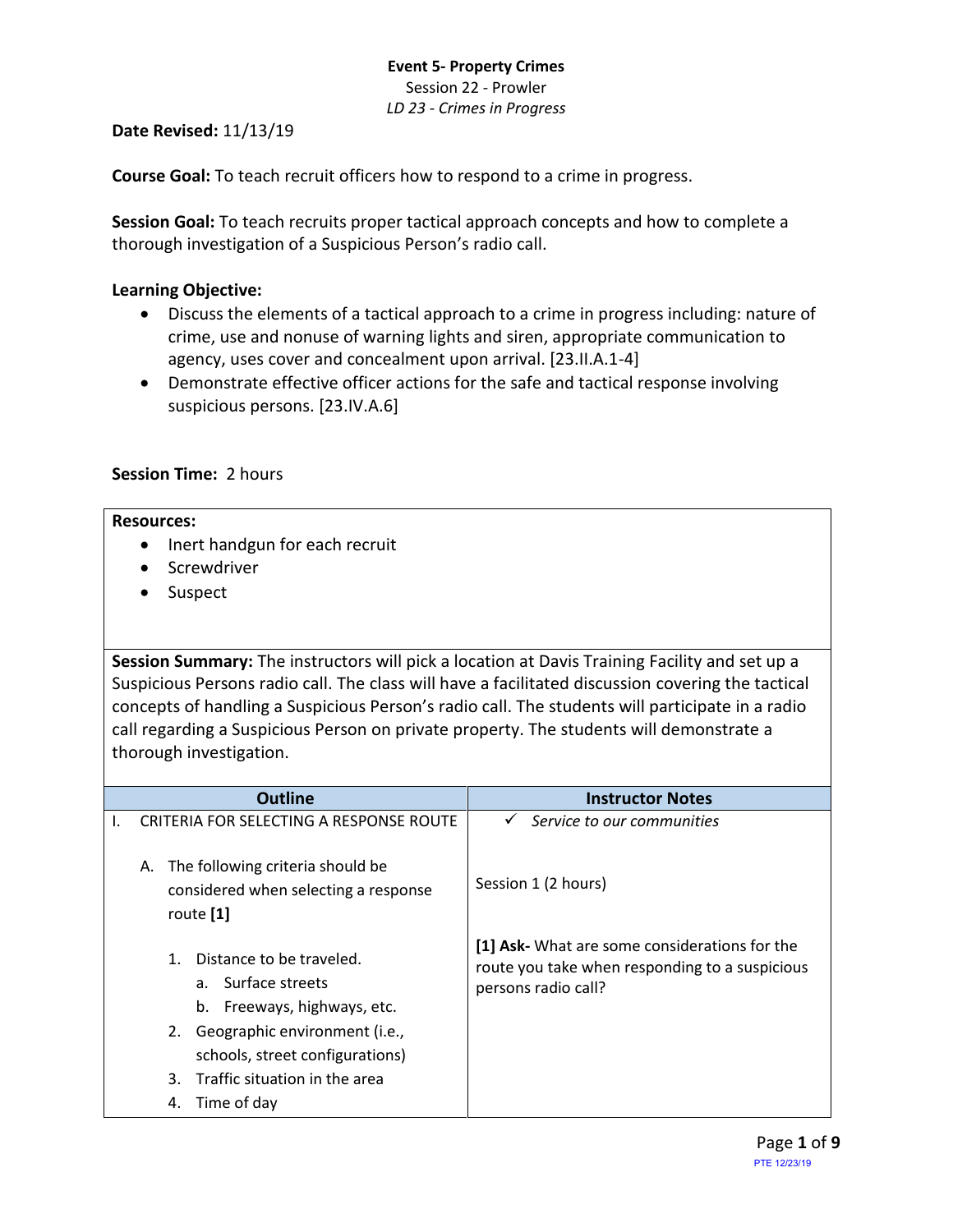**Event 5- Property Crimes**
Session 22 - Prowler
*LD 23 - Crimes in Progress*

**Date Revised:** 11/13/19

**Course Goal:** To teach recruit officers how to respond to a crime in progress.

**Session Goal:** To teach recruits proper tactical approach concepts and how to complete a thorough investigation of a Suspicious Person's radio call.

**Learning Objective:**

- Discuss the elements of a tactical approach to a crime in progress including: nature of crime, use and nonuse of warning lights and siren, appropriate communication to agency, uses cover and concealment upon arrival. [23.II.A.1-4]
- Demonstrate effective officer actions for the safe and tactical response involving suspicious persons. [23.IV.A.6]

**Session Time:** 2 hours

**Resources:**

- Inert handgun for each recruit
- Screwdriver
- Suspect

**Session Summary:** The instructors will pick a location at Davis Training Facility and set up a Suspicious Persons radio call. The class will have a facilitated discussion covering the tactical concepts of handling a Suspicious Person's radio call. The students will participate in a radio call regarding a Suspicious Person on private property. The students will demonstrate a thorough investigation.

| Outline | Instructor Notes |
|---|---|
| I. CRITERIA FOR SELECTING A RESPONSE ROUTE | ✓ *Service to our communities* |
| A. The following criteria should be considered when selecting a response route **[1]** | Session 1 (2 hours) |
| 1. Distance to be traveled.<br>a. Surface streets<br>b. Freeways, highways, etc.<br>2. Geographic environment (i.e., schools, street configurations)<br>3. Traffic situation in the area<br>4. Time of day | **[1] Ask-** What are some considerations for the route you take when responding to a suspicious persons radio call? |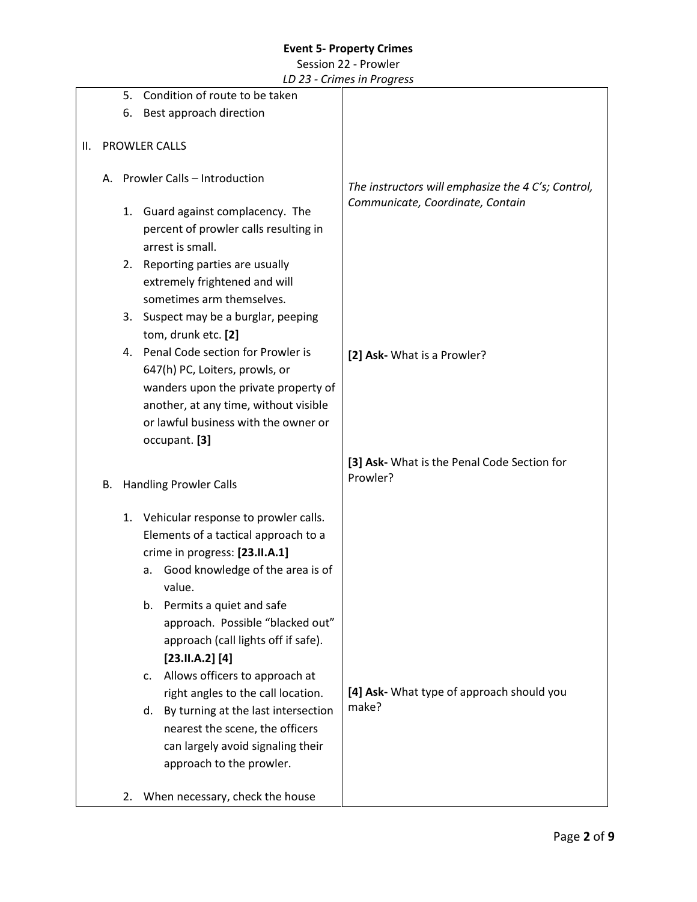**Event 5- Property Crimes**

Session 22 - Prowler

*LD 23 - Crimes in Progress*

| | |
|---|---|
| 5. Condition of route to be taken<br>6. Best approach direction<br><br>II. PROWLER CALLS<br><br>A. Prowler Calls – Introduction<br><br>1. Guard against complacency. The percent of prowler calls resulting in arrest is small.<br>2. Reporting parties are usually extremely frightened and will sometimes arm themselves.<br>3. Suspect may be a burglar, peeping tom, drunk etc. **[2]**<br>4. Penal Code section for Prowler is 647(h) PC, Loiters, prowls, or wanders upon the private property of another, at any time, without visible or lawful business with the owner or occupant. **[3]**<br><br>B. Handling Prowler Calls<br><br>1. Vehicular response to prowler calls. Elements of a tactical approach to a crime in progress: **[23.II.A.1]**<br>a. Good knowledge of the area is of value.<br>b. Permits a quiet and safe approach. Possible "blacked out" approach (call lights off if safe). **[23.II.A.2] [4]**<br>c. Allows officers to approach at right angles to the call location.<br>d. By turning at the last intersection nearest the scene, the officers can largely avoid signaling their approach to the prowler.<br><br>2. When necessary, check the house | *The instructors will emphasize the 4 C's; Control, Communicate, Coordinate, Contain*<br><br>**[2] Ask-** What is a Prowler?<br><br>**[3] Ask-** What is the Penal Code Section for Prowler?<br><br>**[4] Ask-** What type of approach should you make? |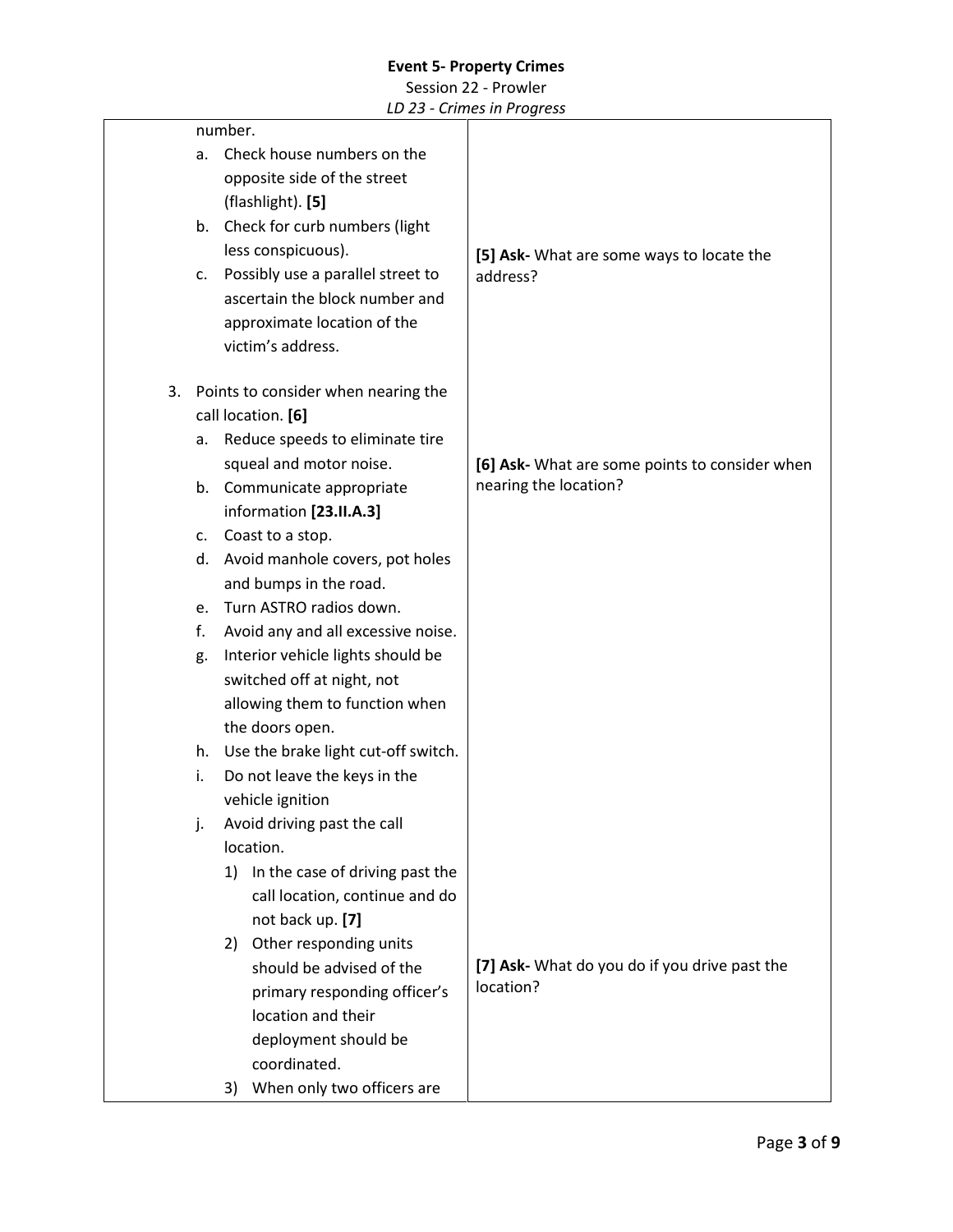| | |
|---|---|
| number.<br>a. Check house numbers on the opposite side of the street (flashlight). **[5]**<br>b. Check for curb numbers (light less conspicuous).<br>c. Possibly use a parallel street to ascertain the block number and approximate location of the victim's address. | **[5] Ask-** What are some ways to locate the address? |
| 3. Points to consider when nearing the call location. **[6]**<br>a. Reduce speeds to eliminate tire squeal and motor noise.<br>b. Communicate appropriate information **[23.II.A.3]**<br>c. Coast to a stop.<br>d. Avoid manhole covers, pot holes and bumps in the road.<br>e. Turn ASTRO radios down.<br>f. Avoid any and all excessive noise.<br>g. Interior vehicle lights should be switched off at night, not allowing them to function when the doors open.<br>h. Use the brake light cut-off switch.<br>i. Do not leave the keys in the vehicle ignition<br>j. Avoid driving past the call location. | **[6] Ask-** What are some points to consider when nearing the location? |
| 1) In the case of driving past the call location, continue and do not back up. **[7]**<br>2) Other responding units should be advised of the primary responding officer's location and their deployment should be coordinated.<br>3) When only two officers are | **[7] Ask-** What do you do if you drive past the location? |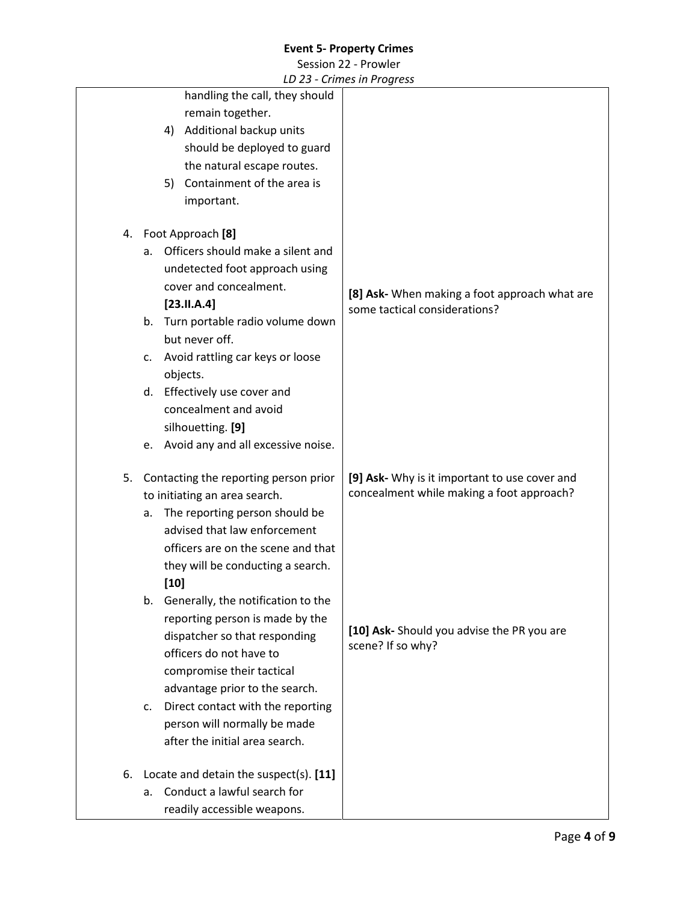| | |
|---|---|
| handling the call, they should remain together.<br>4) Additional backup units should be deployed to guard the natural escape routes.<br>5) Containment of the area is important. | |
| 4. Foot Approach **[8]**<br>a. Officers should make a silent and undetected foot approach using cover and concealment. **[23.II.A.4]**<br>b. Turn portable radio volume down but never off.<br>c. Avoid rattling car keys or loose objects.<br>d. Effectively use cover and concealment and avoid silhouetting. **[9]**<br>e. Avoid any and all excessive noise. | **[8] Ask-** When making a foot approach what are some tactical considerations? |
| 5. Contacting the reporting person prior to initiating an area search.<br>a. The reporting person should be advised that law enforcement officers are on the scene and that they will be conducting a search. **[10]**<br>b. Generally, the notification to the reporting person is made by the dispatcher so that responding officers do not have to compromise their tactical advantage prior to the search.<br>c. Direct contact with the reporting person will normally be made after the initial area search. | **[9] Ask-** Why is it important to use cover and concealment while making a foot approach?<br><br>**[10] Ask-** Should you advise the PR you are scene? If so why? |
| 6. Locate and detain the suspect(s). **[11]**<br>a. Conduct a lawful search for readily accessible weapons. | |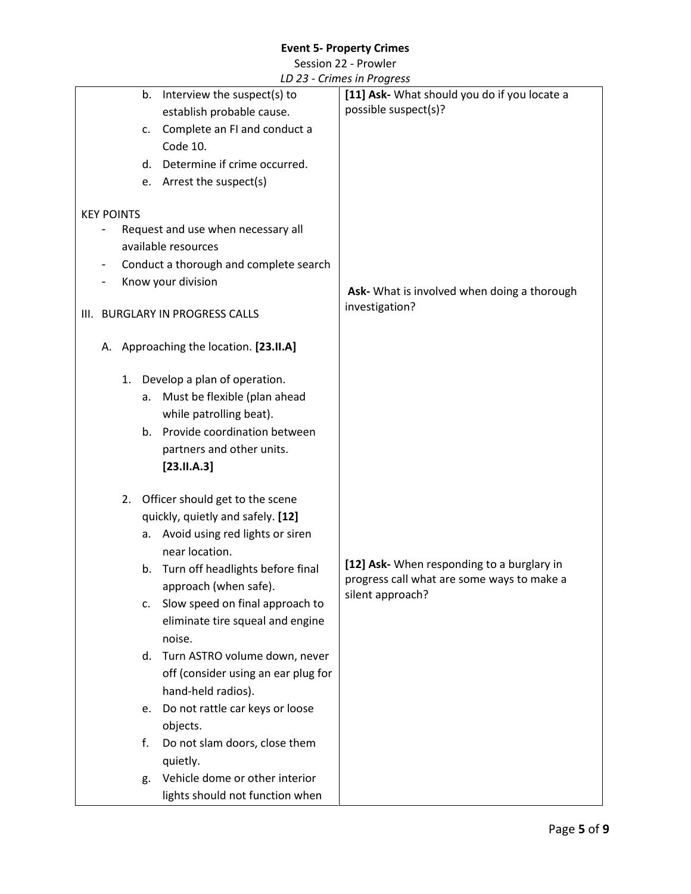**Event 5- Property Crimes**

Session 22 - Prowler

*LD 23 - Crimes in Progress*

| | |
|---|---|
| b. Interview the suspect(s) to establish probable cause.<br>c. Complete an FI and conduct a Code 10.<br>d. Determine if crime occurred.<br>e. Arrest the suspect(s)<br><br>KEY POINTS<br>- Request and use when necessary all available resources<br>- Conduct a thorough and complete search<br>- Know your division<br><br>III. BURGLARY IN PROGRESS CALLS<br><br>A. Approaching the location. **[23.II.A]**<br><br>1. Develop a plan of operation.<br>a. Must be flexible (plan ahead while patrolling beat).<br>b. Provide coordination between partners and other units. **[23.II.A.3]**<br><br>2. Officer should get to the scene quickly, quietly and safely. **[12]**<br>a. Avoid using red lights or siren near location.<br>b. Turn off headlights before final approach (when safe).<br>c. Slow speed on final approach to eliminate tire squeal and engine noise.<br>d. Turn ASTRO volume down, never off (consider using an ear plug for hand-held radios).<br>e. Do not rattle car keys or loose objects.<br>f. Do not slam doors, close them quietly.<br>g. Vehicle dome or other interior lights should not function when | **[11] Ask-** What should you do if you locate a possible suspect(s)?<br><br>**Ask-** What is involved when doing a thorough investigation?<br><br>**[12] Ask-** When responding to a burglary in progress call what are some ways to make a silent approach? |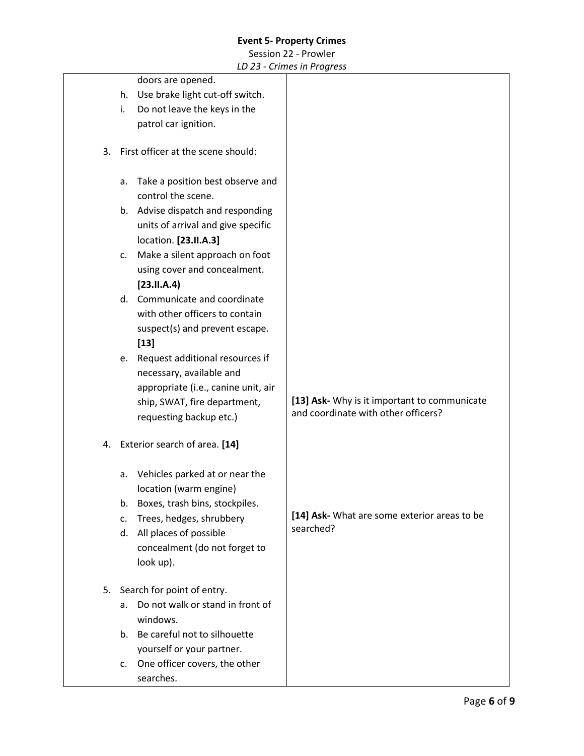| | |
|---|---|
| doors are opened.<br>h. Use brake light cut-off switch.<br>i. Do not leave the keys in the patrol car ignition.<br><br>3. First officer at the scene should:<br><br>a. Take a position best observe and control the scene.<br>b. Advise dispatch and responding units of arrival and give specific location. **[23.II.A.3]**<br>c. Make a silent approach on foot using cover and concealment. **[23.II.A.4)**<br>d. Communicate and coordinate with other officers to contain suspect(s) and prevent escape. **[13]**<br>e. Request additional resources if necessary, available and appropriate (i.e., canine unit, air ship, SWAT, fire department, requesting backup etc.) | **[13] Ask-** Why is it important to communicate and coordinate with other officers? |
| 4. Exterior search of area. **[14]**<br><br>a. Vehicles parked at or near the location (warm engine)<br>b. Boxes, trash bins, stockpiles.<br>c. Trees, hedges, shrubbery<br>d. All places of possible concealment (do not forget to look up). | **[14] Ask-** What are some exterior areas to be searched? |
| 5. Search for point of entry.<br>a. Do not walk or stand in front of windows.<br>b. Be careful not to silhouette yourself or your partner.<br>c. One officer covers, the other searches. | |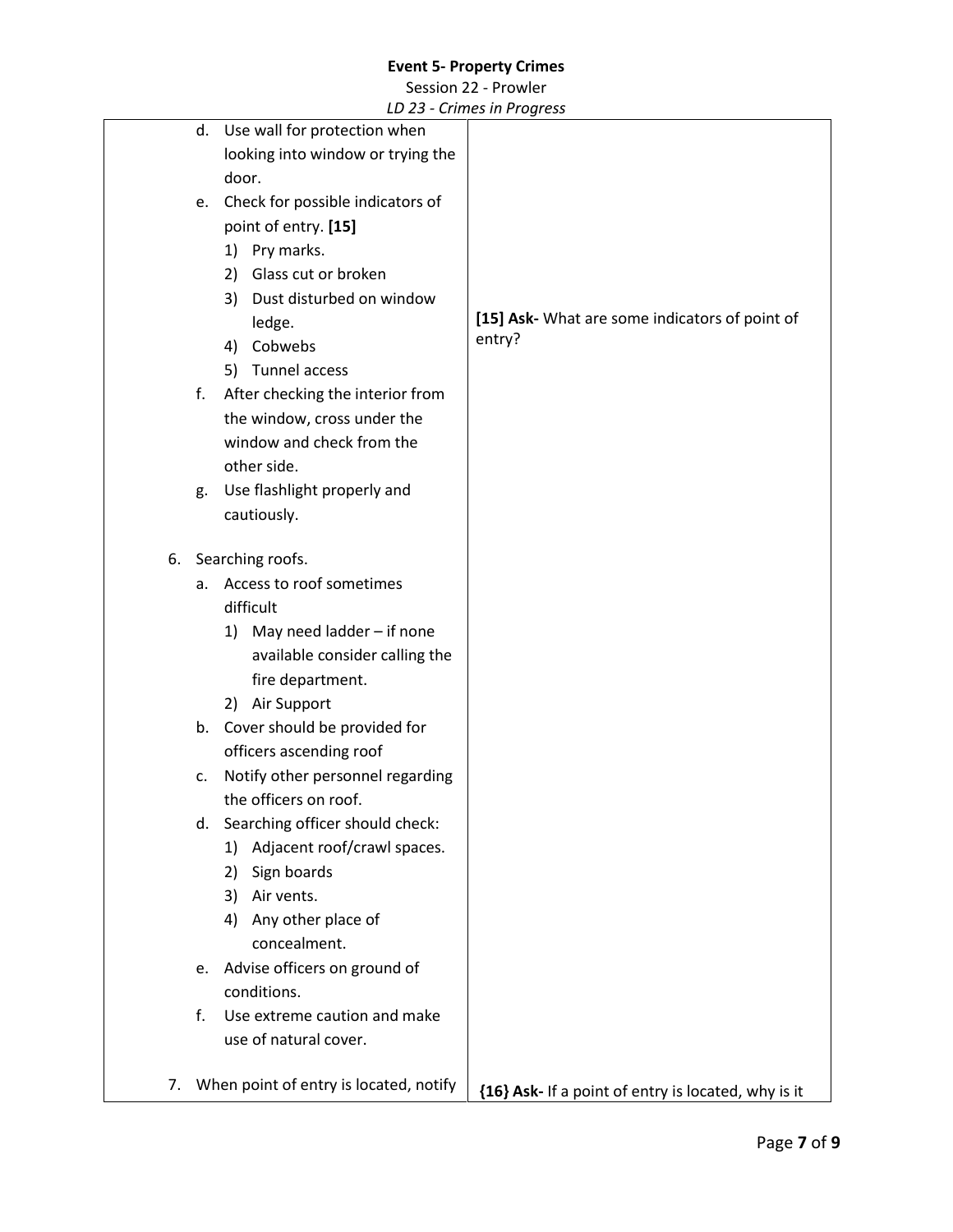**Event 5- Property Crimes**

Session 22 - Prowler

*LD 23 - Crimes in Progress*

| | |
|---|---|
| d. Use wall for protection when looking into window or trying the door.<br>e. Check for possible indicators of point of entry. **[15]**<br>&nbsp;&nbsp;&nbsp;1) Pry marks.<br>&nbsp;&nbsp;&nbsp;2) Glass cut or broken<br>&nbsp;&nbsp;&nbsp;3) Dust disturbed on window ledge.<br>&nbsp;&nbsp;&nbsp;4) Cobwebs<br>&nbsp;&nbsp;&nbsp;5) Tunnel access<br>f. After checking the interior from the window, cross under the window and check from the other side.<br>g. Use flashlight properly and cautiously. | **[15] Ask-** What are some indicators of point of entry? |
| 6. Searching roofs.<br>a. Access to roof sometimes difficult<br>&nbsp;&nbsp;&nbsp;1) May need ladder – if none available consider calling the fire department.<br>&nbsp;&nbsp;&nbsp;2) Air Support<br>b. Cover should be provided for officers ascending roof<br>c. Notify other personnel regarding the officers on roof.<br>d. Searching officer should check:<br>&nbsp;&nbsp;&nbsp;1) Adjacent roof/crawl spaces.<br>&nbsp;&nbsp;&nbsp;2) Sign boards<br>&nbsp;&nbsp;&nbsp;3) Air vents.<br>&nbsp;&nbsp;&nbsp;4) Any other place of concealment.<br>e. Advise officers on ground of conditions.<br>f. Use extreme caution and make use of natural cover. | |
| 7. When point of entry is located, notify | **{16} Ask-** If a point of entry is located, why is it |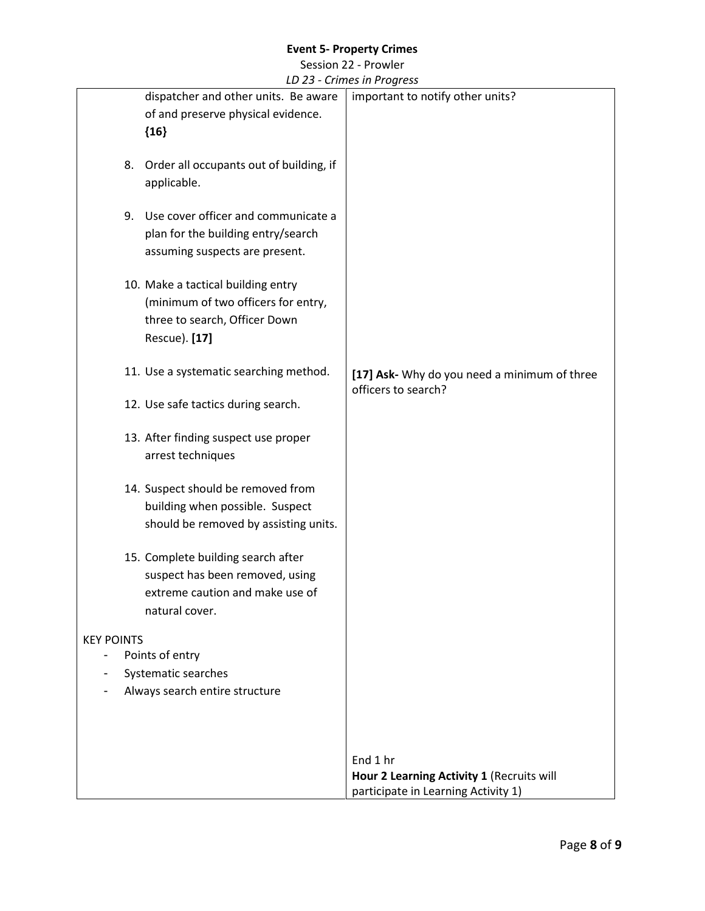| | |
|---|---|
| dispatcher and other units. Be aware of and preserve physical evidence. **{16}**<br><br>8. Order all occupants out of building, if applicable.<br><br>9. Use cover officer and communicate a plan for the building entry/search assuming suspects are present.<br><br>10. Make a tactical building entry (minimum of two officers for entry, three to search, Officer Down Rescue). **[17]**<br><br>11. Use a systematic searching method.<br><br>12. Use safe tactics during search.<br><br>13. After finding suspect use proper arrest techniques<br><br>14. Suspect should be removed from building when possible. Suspect should be removed by assisting units.<br><br>15. Complete building search after suspect has been removed, using extreme caution and make use of natural cover.<br><br>KEY POINTS<br>- Points of entry<br>- Systematic searches<br>- Always search entire structure | important to notify other units?<br><br><br><br><br><br><br><br><br><br><br>**[17] Ask-** Why do you need a minimum of three officers to search?<br><br><br><br><br><br><br><br><br><br><br><br><br>End 1 hr<br>**Hour 2 Learning Activity 1** (Recruits will participate in Learning Activity 1) |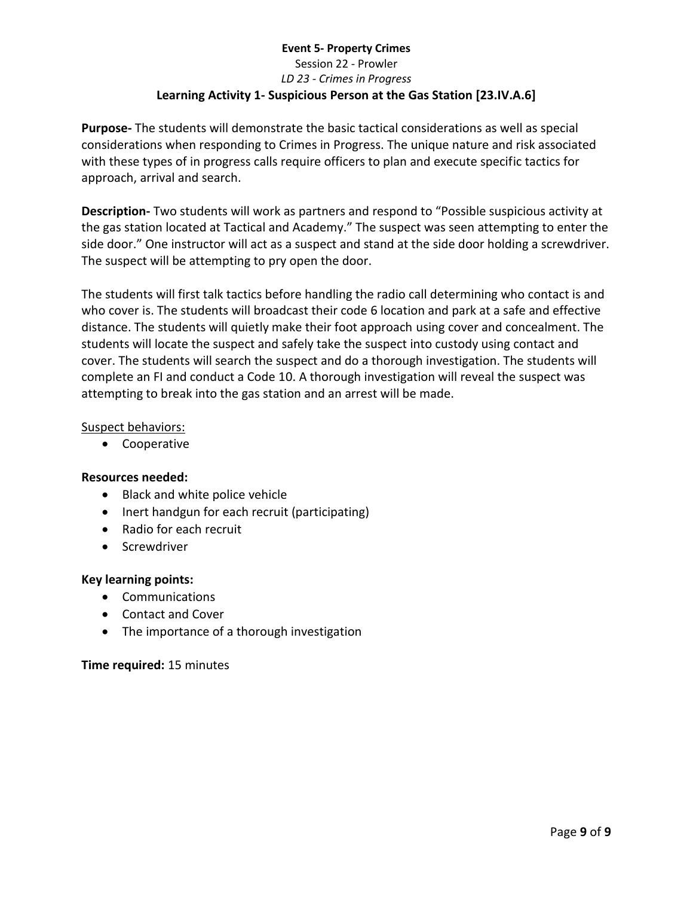**Event 5- Property Crimes**

Session 22 - Prowler

*LD 23 - Crimes in Progress*

**Learning Activity 1- Suspicious Person at the Gas Station [23.IV.A.6]**

**Purpose-** The students will demonstrate the basic tactical considerations as well as special considerations when responding to Crimes in Progress. The unique nature and risk associated with these types of in progress calls require officers to plan and execute specific tactics for approach, arrival and search.

**Description-** Two students will work as partners and respond to "Possible suspicious activity at the gas station located at Tactical and Academy." The suspect was seen attempting to enter the side door." One instructor will act as a suspect and stand at the side door holding a screwdriver. The suspect will be attempting to pry open the door.

The students will first talk tactics before handling the radio call determining who contact is and who cover is. The students will broadcast their code 6 location and park at a safe and effective distance. The students will quietly make their foot approach using cover and concealment. The students will locate the suspect and safely take the suspect into custody using contact and cover. The students will search the suspect and do a thorough investigation. The students will complete an FI and conduct a Code 10. A thorough investigation will reveal the suspect was attempting to break into the gas station and an arrest will be made.

Suspect behaviors:

- Cooperative

**Resources needed:**

- Black and white police vehicle
- Inert handgun for each recruit (participating)
- Radio for each recruit
- Screwdriver

**Key learning points:**

- Communications
- Contact and Cover
- The importance of a thorough investigation

**Time required:** 15 minutes